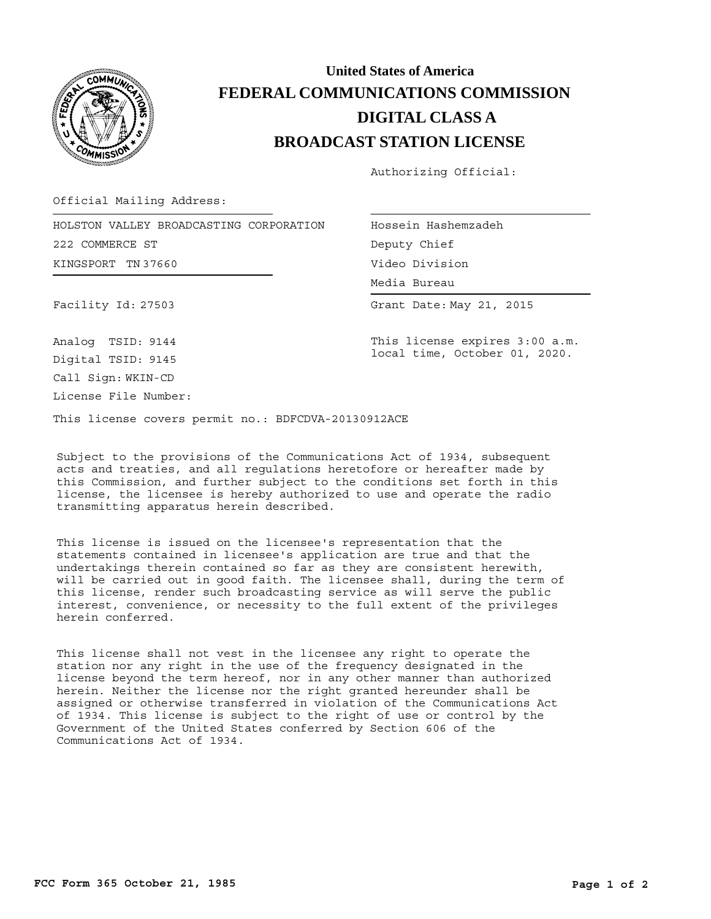# United States of America
# FEDERAL COMMUNICATIONS COMMISSION
# DIGITAL CLASS A
# BROADCAST STATION LICENSE

Authorizing Official:

Hossein Hashemzadeh
Deputy Chief
Video Division
Media Bureau

Official Mailing Address:

HOLSTON VALLEY BROADCASTING CORPORATION
222 COMMERCE ST
KINGSPORT TN 37660

Facility Id: 27503

Grant Date: May 21, 2015

Analog TSID: 9144

Digital TSID: 9145

This license expires 3:00 a.m. local time, October 01, 2020.

Call Sign: WKIN-CD

License File Number:

This license covers permit no.: BDFCDVA-20130912ACE

Subject to the provisions of the Communications Act of 1934, subsequent acts and treaties, and all regulations heretofore or hereafter made by this Commission, and further subject to the conditions set forth in this license, the licensee is hereby authorized to use and operate the radio transmitting apparatus herein described.

This license is issued on the licensee's representation that the statements contained in licensee's application are true and that the undertakings therein contained so far as they are consistent herewith, will be carried out in good faith. The licensee shall, during the term of this license, render such broadcasting service as will serve the public interest, convenience, or necessity to the full extent of the privileges herein conferred.

This license shall not vest in the licensee any right to operate the station nor any right in the use of the frequency designated in the license beyond the term hereof, nor in any other manner than authorized herein. Neither the license nor the right granted hereunder shall be assigned or otherwise transferred in violation of the Communications Act of 1934. This license is subject to the right of use or control by the Government of the United States conferred by Section 606 of the Communications Act of 1934.

**FCC Form 365 October 21, 1985**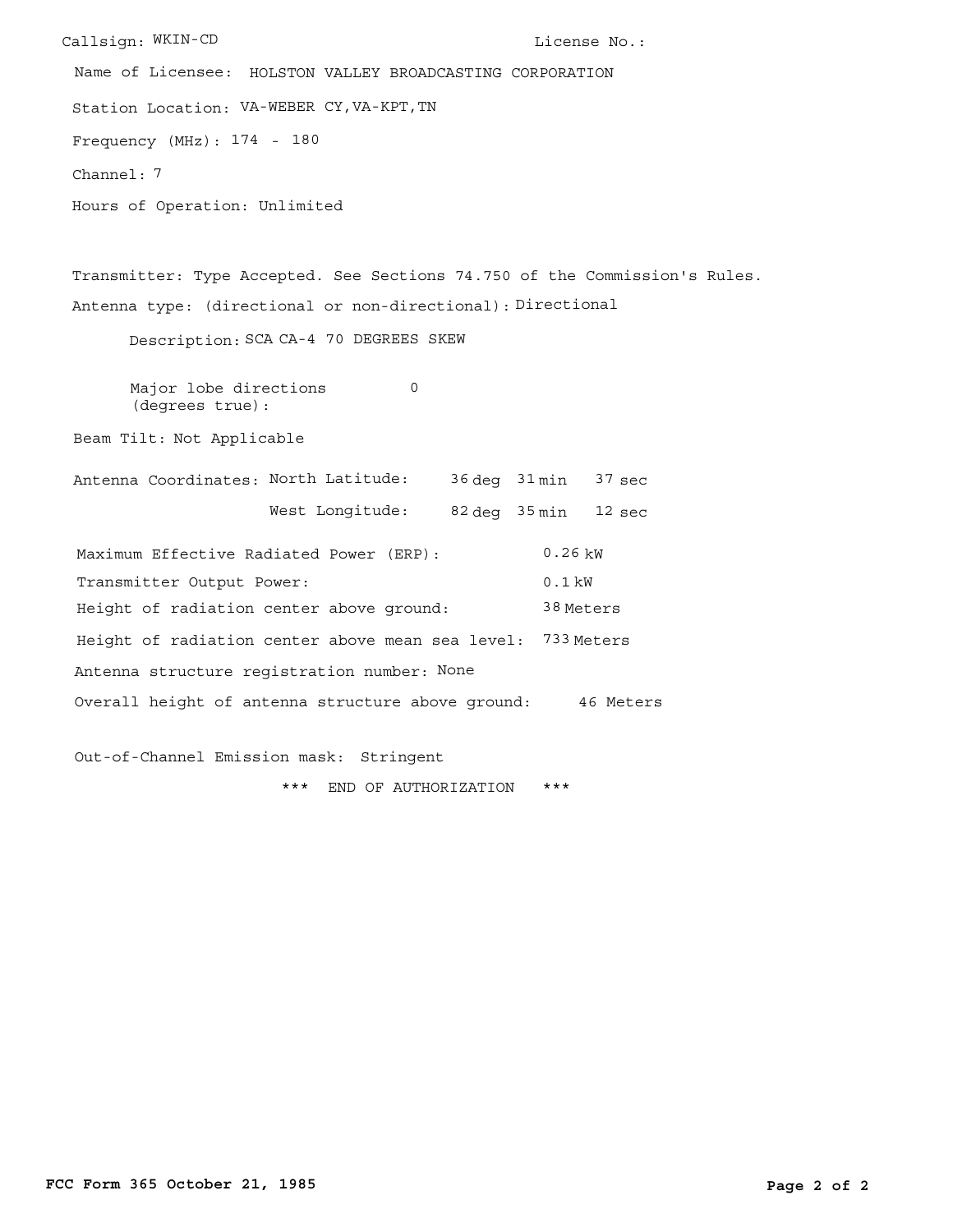Callsign: WKIN-CD　　　　　　License No.:

Name of Licensee: HOLSTON VALLEY BROADCASTING CORPORATION

Station Location: VA-WEBER CY,VA-KPT,TN

Frequency (MHz): 174 - 180

Channel: 7

Hours of Operation: Unlimited

Transmitter: Type Accepted. See Sections 74.750 of the Commission's Rules.

Antenna type: (directional or non-directional): Directional

Description: SCA CA-4 70 DEGREES SKEW

Major lobe directions (degrees true): 0

Beam Tilt: Not Applicable

| | | | | |
|---|---|---|---|---|
| Antenna Coordinates: | North Latitude: | 36 deg | 31 min | 37 sec |
| | West Longitude: | 82 deg | 35 min | 12 sec |

| | |
|---|---|
| Maximum Effective Radiated Power (ERP): | 0.26 kW |
| Transmitter Output Power: | 0.1 kW |
| Height of radiation center above ground: | 38 Meters |
| Height of radiation center above mean sea level: | 733 Meters |
| Antenna structure registration number: | None |
| Overall height of antenna structure above ground: | 46 Meters |

Out-of-Channel Emission mask: Stringent

\*\*\* END OF AUTHORIZATION \*\*\*

**FCC Form 365 October 21, 1985**